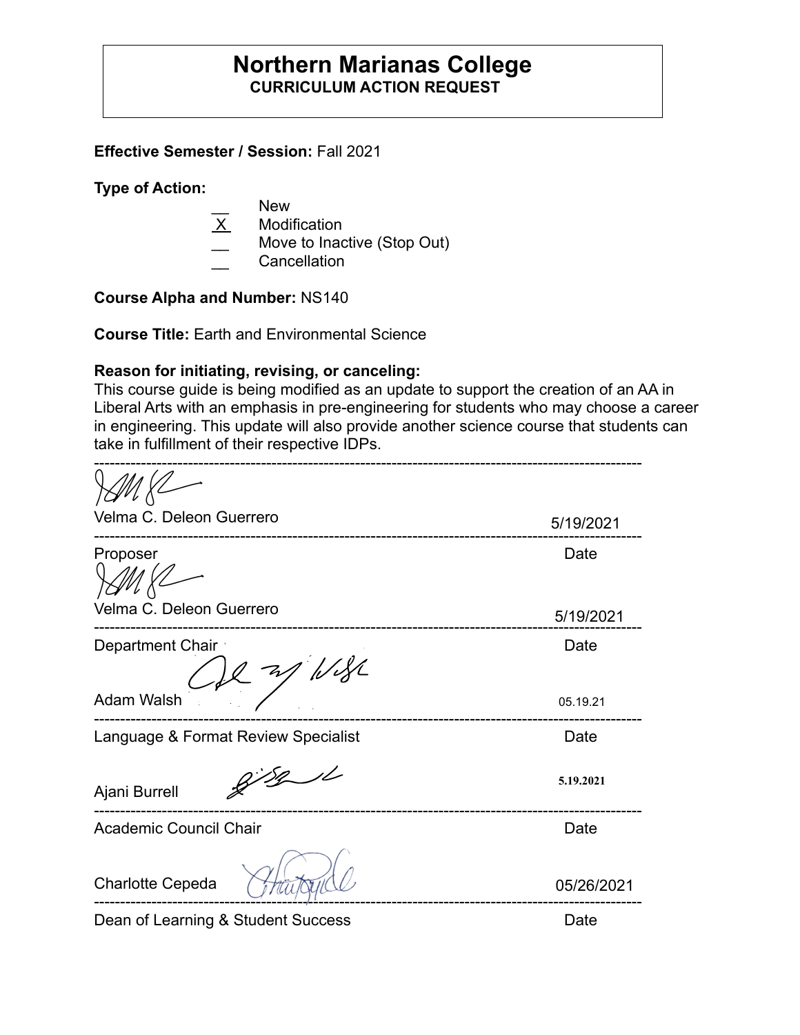# Northern Marianas College

## CURRICULUM ACTION REQUEST

**Effective Semester / Session:** Fall 2021

**Type of Action:**

- __ New
- X Modification
- __ Move to Inactive (Stop Out)
- __ Cancellation

**Course Alpha and Number:** NS140

**Course Title:** Earth and Environmental Science

**Reason for initiating, revising, or canceling:**
This course guide is being modified as an update to support the creation of an AA in Liberal Arts with an emphasis in pre-engineering for students who may choose a career in engineering. This update will also provide another science course that students can take in fulfillment of their respective IDPs.

---

Velma C. Deleon Guerrero 5/19/2021

---

Proposer Date

Velma C. Deleon Guerrero 5/19/2021

---

Department Chair Date

Adam Walsh 05.19.21

---

Language & Format Review Specialist Date

Ajani Burrell 5.19.2021

---

Academic Council Chair Date

Charlotte Cepeda 05/26/2021

---

Dean of Learning & Student Success Date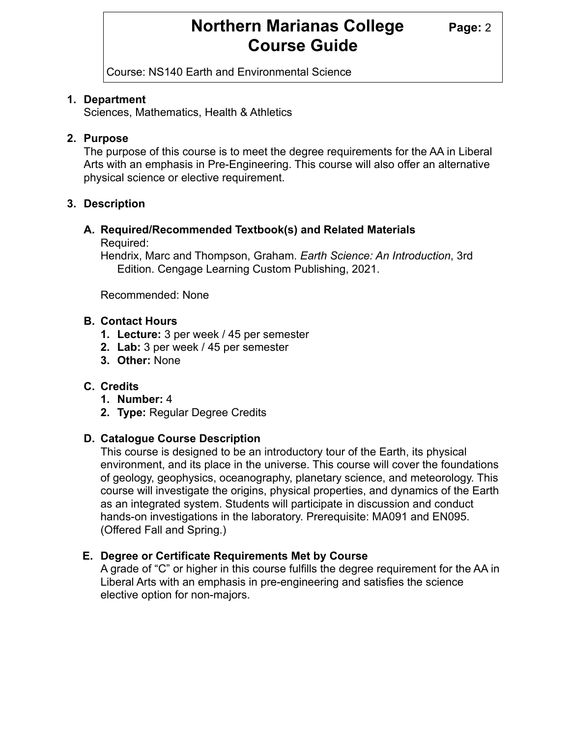Course: NS140 Earth and Environmental Science

1. **Department**
   Sciences, Mathematics, Health & Athletics

2. **Purpose**
   The purpose of this course is to meet the degree requirements for the AA in Liberal Arts with an emphasis in Pre-Engineering. This course will also offer an alternative physical science or elective requirement.

3. **Description**

   **A. Required/Recommended Textbook(s) and Related Materials**
   Required:
   Hendrix, Marc and Thompson, Graham. *Earth Science: An Introduction*, 3rd Edition. Cengage Learning Custom Publishing, 2021.

   Recommended: None

   **B. Contact Hours**
   1. **Lecture:** 3 per week / 45 per semester
   2. **Lab:** 3 per week / 45 per semester
   3. **Other:** None

   **C. Credits**
   1. **Number:** 4
   2. **Type:** Regular Degree Credits

   **D. Catalogue Course Description**
   This course is designed to be an introductory tour of the Earth, its physical environment, and its place in the universe. This course will cover the foundations of geology, geophysics, oceanography, planetary science, and meteorology. This course will investigate the origins, physical properties, and dynamics of the Earth as an integrated system. Students will participate in discussion and conduct hands-on investigations in the laboratory. Prerequisite: MA091 and EN095. (Offered Fall and Spring.)

   **E. Degree or Certificate Requirements Met by Course**
   A grade of "C" or higher in this course fulfills the degree requirement for the AA in Liberal Arts with an emphasis in pre-engineering and satisfies the science elective option for non-majors.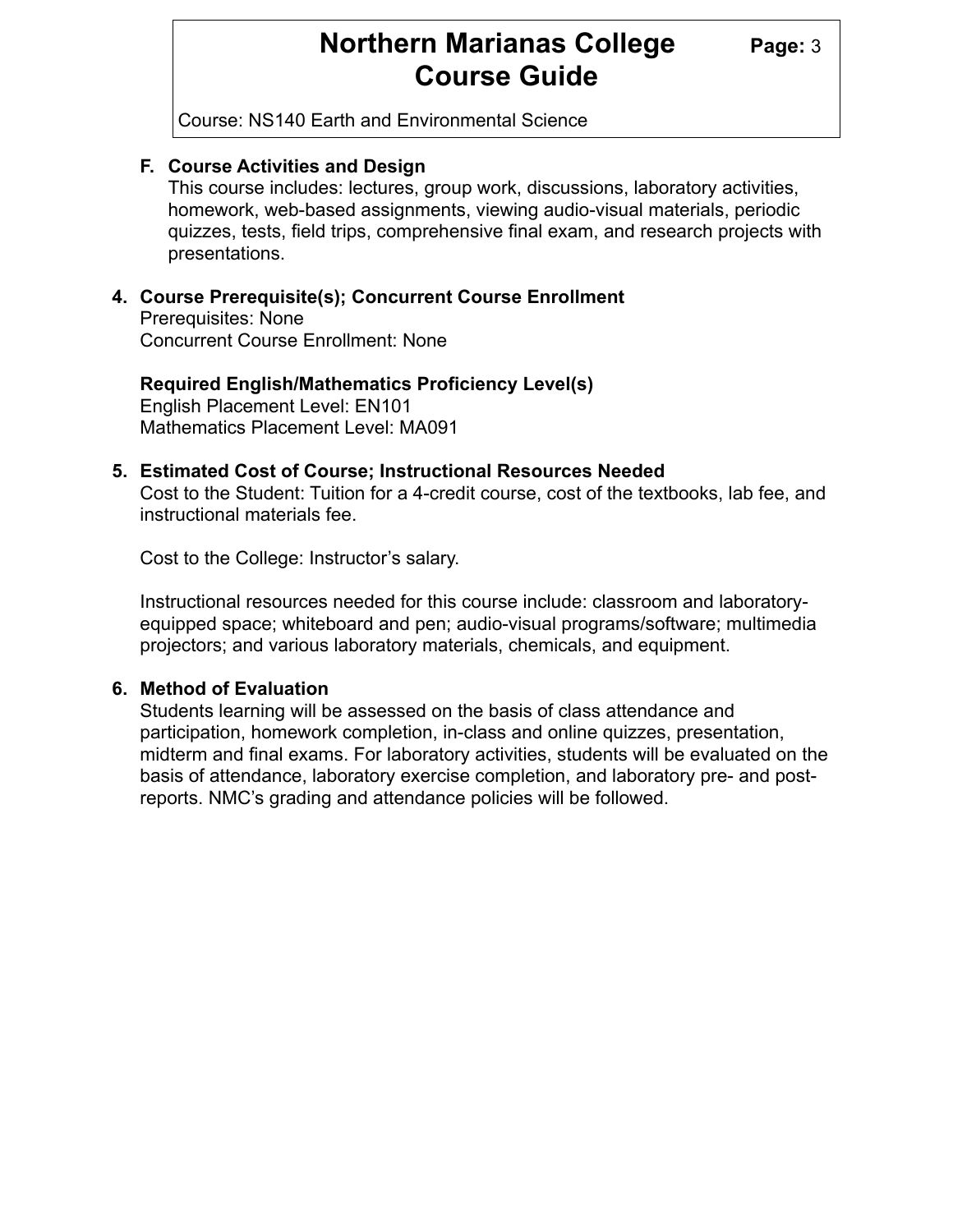**F. Course Activities and Design**

This course includes: lectures, group work, discussions, laboratory activities, homework, web-based assignments, viewing audio-visual materials, periodic quizzes, tests, field trips, comprehensive final exam, and research projects with presentations.

**4. Course Prerequisite(s); Concurrent Course Enrollment**

Prerequisites: None
Concurrent Course Enrollment: None

**Required English/Mathematics Proficiency Level(s)**

English Placement Level: EN101
Mathematics Placement Level: MA091

**5. Estimated Cost of Course; Instructional Resources Needed**

Cost to the Student: Tuition for a 4-credit course, cost of the textbooks, lab fee, and instructional materials fee.

Cost to the College: Instructor's salary.

Instructional resources needed for this course include: classroom and laboratory-equipped space; whiteboard and pen; audio-visual programs/software; multimedia projectors; and various laboratory materials, chemicals, and equipment.

**6. Method of Evaluation**

Students learning will be assessed on the basis of class attendance and participation, homework completion, in-class and online quizzes, presentation, midterm and final exams. For laboratory activities, students will be evaluated on the basis of attendance, laboratory exercise completion, and laboratory pre- and post-reports. NMC's grading and attendance policies will be followed.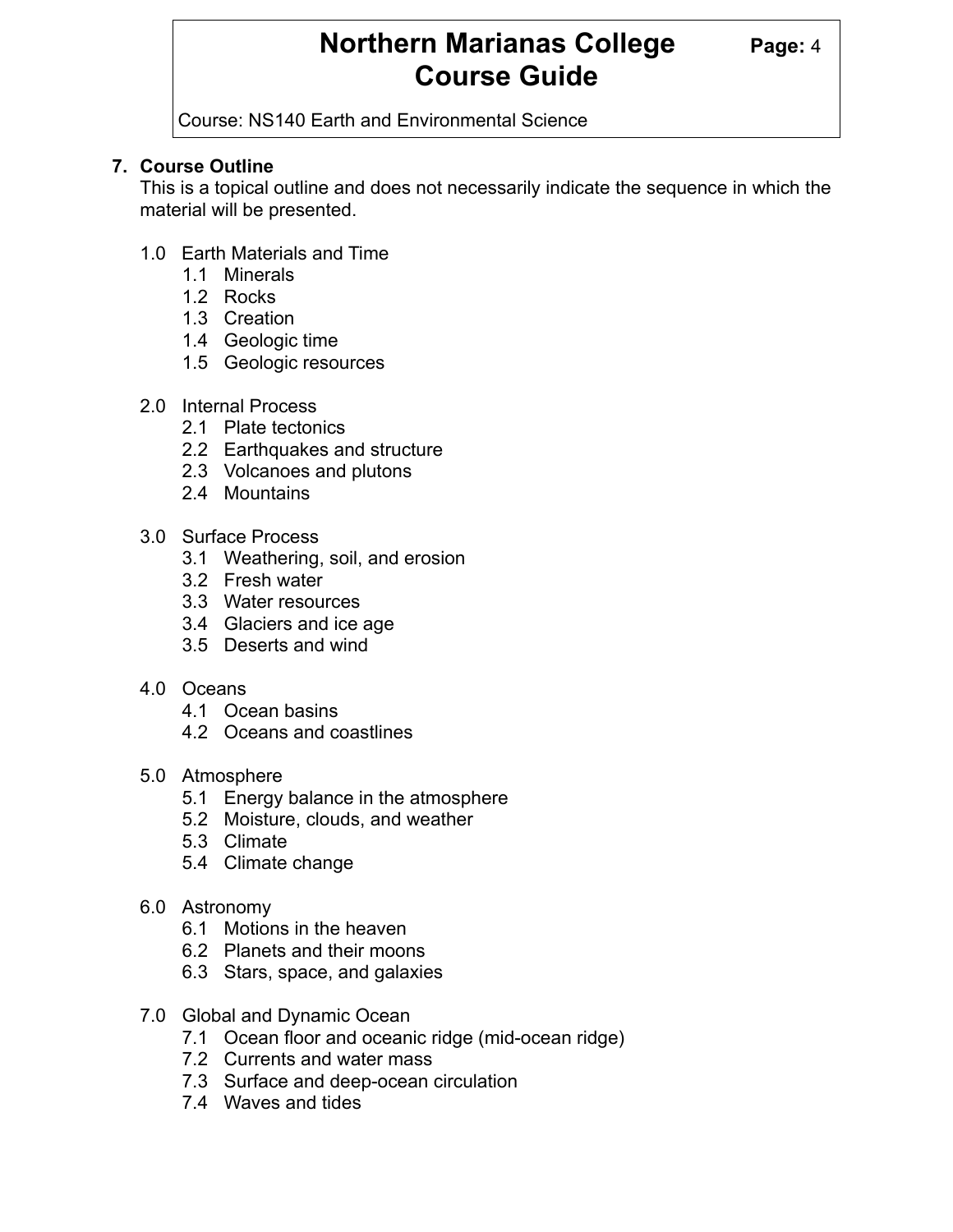## 7. Course Outline

This is a topical outline and does not necessarily indicate the sequence in which the material will be presented.

- 1.0 Earth Materials and Time
  - 1.1 Minerals
  - 1.2 Rocks
  - 1.3 Creation
  - 1.4 Geologic time
  - 1.5 Geologic resources
- 2.0 Internal Process
  - 2.1 Plate tectonics
  - 2.2 Earthquakes and structure
  - 2.3 Volcanoes and plutons
  - 2.4 Mountains
- 3.0 Surface Process
  - 3.1 Weathering, soil, and erosion
  - 3.2 Fresh water
  - 3.3 Water resources
  - 3.4 Glaciers and ice age
  - 3.5 Deserts and wind
- 4.0 Oceans
  - 4.1 Ocean basins
  - 4.2 Oceans and coastlines
- 5.0 Atmosphere
  - 5.1 Energy balance in the atmosphere
  - 5.2 Moisture, clouds, and weather
  - 5.3 Climate
  - 5.4 Climate change
- 6.0 Astronomy
  - 6.1 Motions in the heaven
  - 6.2 Planets and their moons
  - 6.3 Stars, space, and galaxies
- 7.0 Global and Dynamic Ocean
  - 7.1 Ocean floor and oceanic ridge (mid-ocean ridge)
  - 7.2 Currents and water mass
  - 7.3 Surface and deep-ocean circulation
  - 7.4 Waves and tides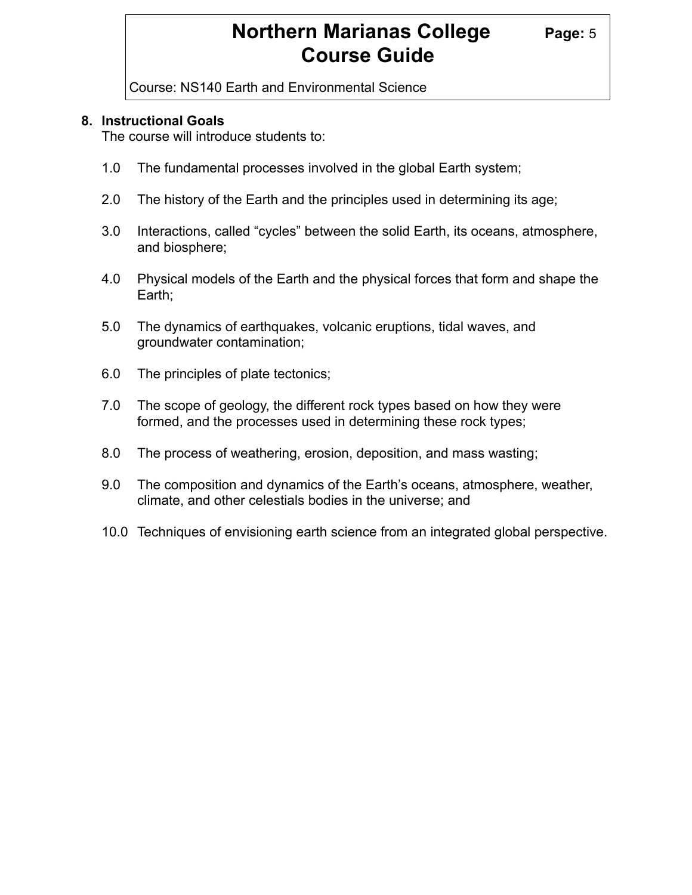## 8. Instructional Goals

The course will introduce students to:

1.0 The fundamental processes involved in the global Earth system;

2.0 The history of the Earth and the principles used in determining its age;

3.0 Interactions, called “cycles” between the solid Earth, its oceans, atmosphere, and biosphere;

4.0 Physical models of the Earth and the physical forces that form and shape the Earth;

5.0 The dynamics of earthquakes, volcanic eruptions, tidal waves, and groundwater contamination;

6.0 The principles of plate tectonics;

7.0 The scope of geology, the different rock types based on how they were formed, and the processes used in determining these rock types;

8.0 The process of weathering, erosion, deposition, and mass wasting;

9.0 The composition and dynamics of the Earth’s oceans, atmosphere, weather, climate, and other celestials bodies in the universe; and

10.0 Techniques of envisioning earth science from an integrated global perspective.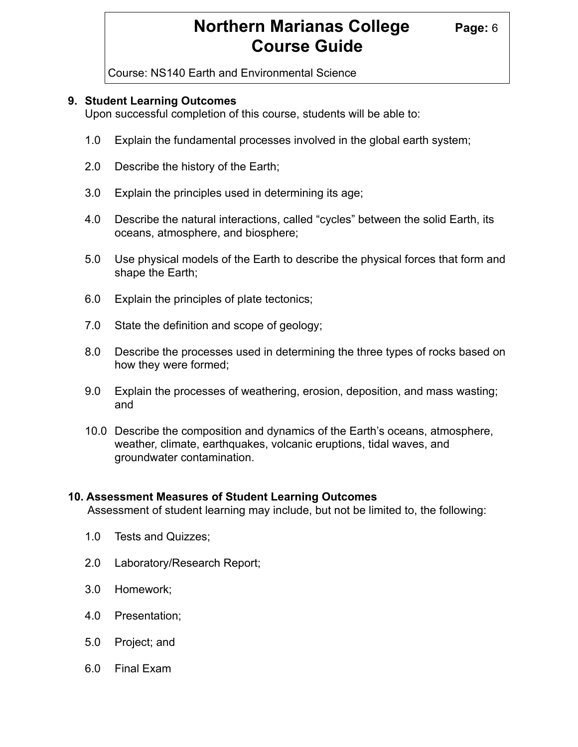## 9. Student Learning Outcomes

Upon successful completion of this course, students will be able to:

1.0 Explain the fundamental processes involved in the global earth system;

2.0 Describe the history of the Earth;

3.0 Explain the principles used in determining its age;

4.0 Describe the natural interactions, called "cycles" between the solid Earth, its oceans, atmosphere, and biosphere;

5.0 Use physical models of the Earth to describe the physical forces that form and shape the Earth;

6.0 Explain the principles of plate tectonics;

7.0 State the definition and scope of geology;

8.0 Describe the processes used in determining the three types of rocks based on how they were formed;

9.0 Explain the processes of weathering, erosion, deposition, and mass wasting; and

10.0 Describe the composition and dynamics of the Earth's oceans, atmosphere, weather, climate, earthquakes, volcanic eruptions, tidal waves, and groundwater contamination.

## 10. Assessment Measures of Student Learning Outcomes

Assessment of student learning may include, but not be limited to, the following:

1.0 Tests and Quizzes;

2.0 Laboratory/Research Report;

3.0 Homework;

4.0 Presentation;

5.0 Project; and

6.0 Final Exam